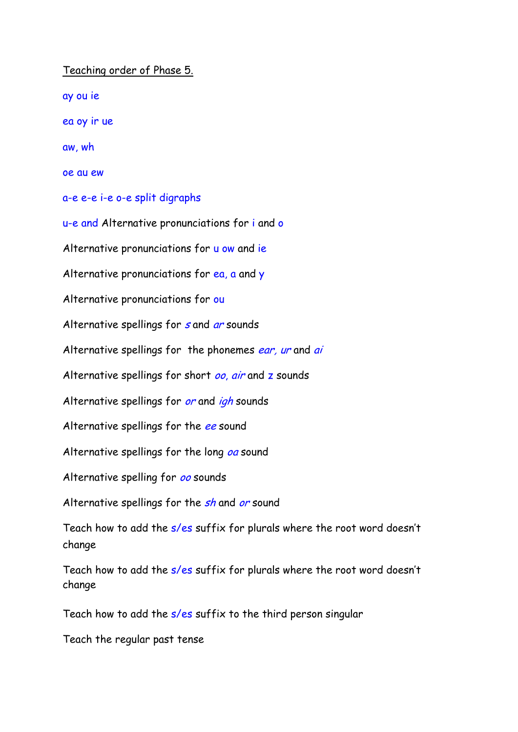Teaching order of Phase 5.

ay ou ie

ea oy ir ue

aw, wh

oe au ew

a-e e-e i-e o-e split digraphs

u-e and Alternative pronunciations for i and o

Alternative pronunciations for u ow and ie

Alternative pronunciations for ea, a and y

Alternative pronunciations for ou

Alternative spellings for *s* and *ar* sounds

Alternative spellings for the phonemes *ear, ur* and *ai*

Alternative spellings for short *oo, air* and z sounds

Alternative spellings for *or* and *igh* sounds

Alternative spellings for the *ee* sound

Alternative spellings for the long *oa* sound

Alternative spelling for *oo* sounds

Alternative spellings for the *sh* and *or* sound

Teach how to add the s/es suffix for plurals where the root word doesn't change

Teach how to add the s/es suffix for plurals where the root word doesn't change

Teach how to add the s/es suffix to the third person singular

Teach the regular past tense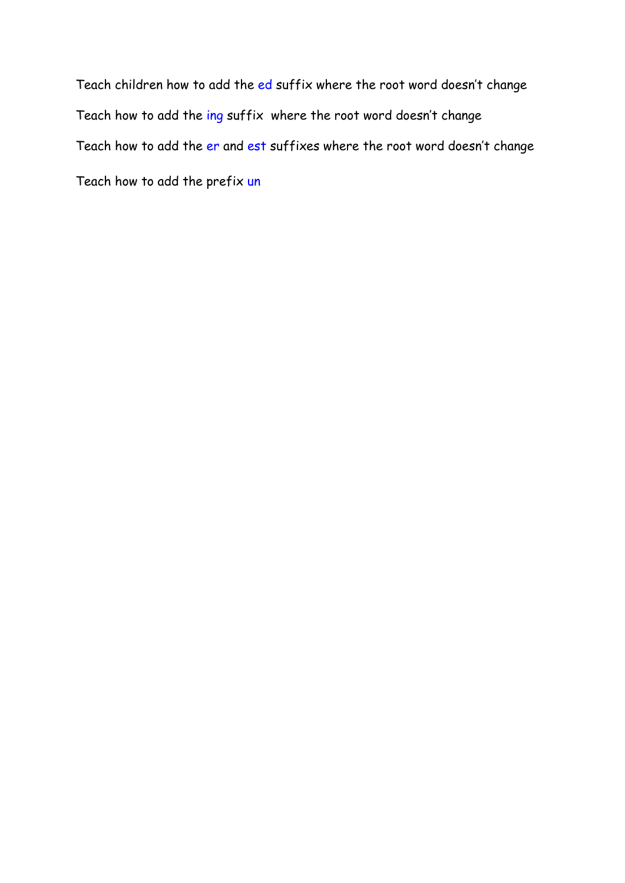Teach children how to add the ed suffix where the root word doesn't change

Teach how to add the ing suffix where the root word doesn't change

Teach how to add the er and est suffixes where the root word doesn't change

Teach how to add the prefix un